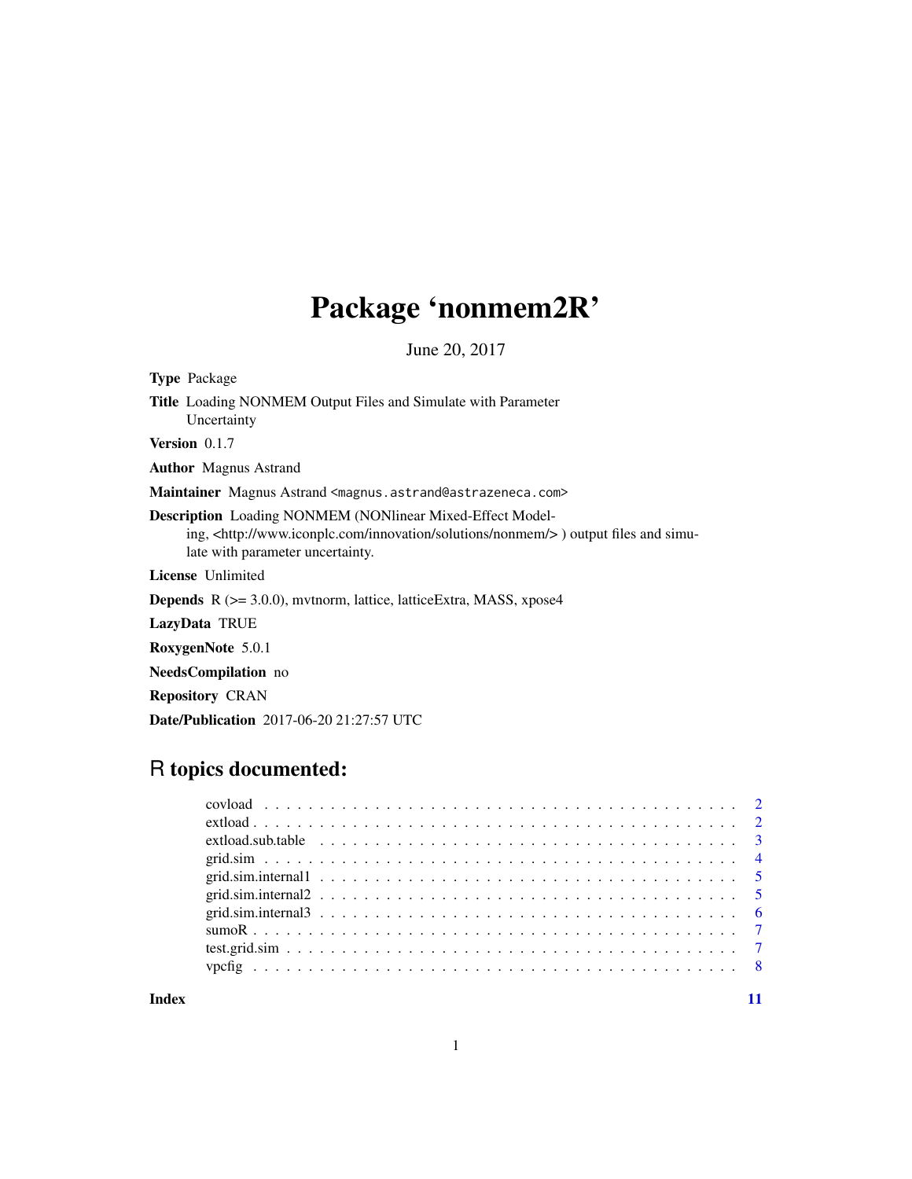# Package 'nonmem2R'

June 20, 2017

**Type** Package

**Title** Loading NONMEM Output Files and Simulate with Parameter Uncertainty

**Version** 0.1.7

**Author** Magnus Astrand

**Maintainer** Magnus Astrand <magnus.astrand@astrazeneca.com>

**Description** Loading NONMEM (NONlinear Mixed-Effect Modeling, <http://www.iconplc.com/innovation/solutions/nonmem/> ) output files and simulate with parameter uncertainty.

**License** Unlimited

**Depends** R (>= 3.0.0), mvtnorm, lattice, latticeExtra, MASS, xpose4

**LazyData** TRUE

**RoxygenNote** 5.0.1

**NeedsCompilation** no

**Repository** CRAN

**Date/Publication** 2017-06-20 21:27:57 UTC

## R topics documented:

| | |
|---|---|
| covload | 2 |
| extload | 2 |
| extload.sub.table | 3 |
| grid.sim | 4 |
| grid.sim.internal1 | 5 |
| grid.sim.internal2 | 5 |
| grid.sim.internal3 | 6 |
| sumoR | 7 |
| test.grid.sim | 7 |
| vpcfig | 8 |
| **Index** | **11** |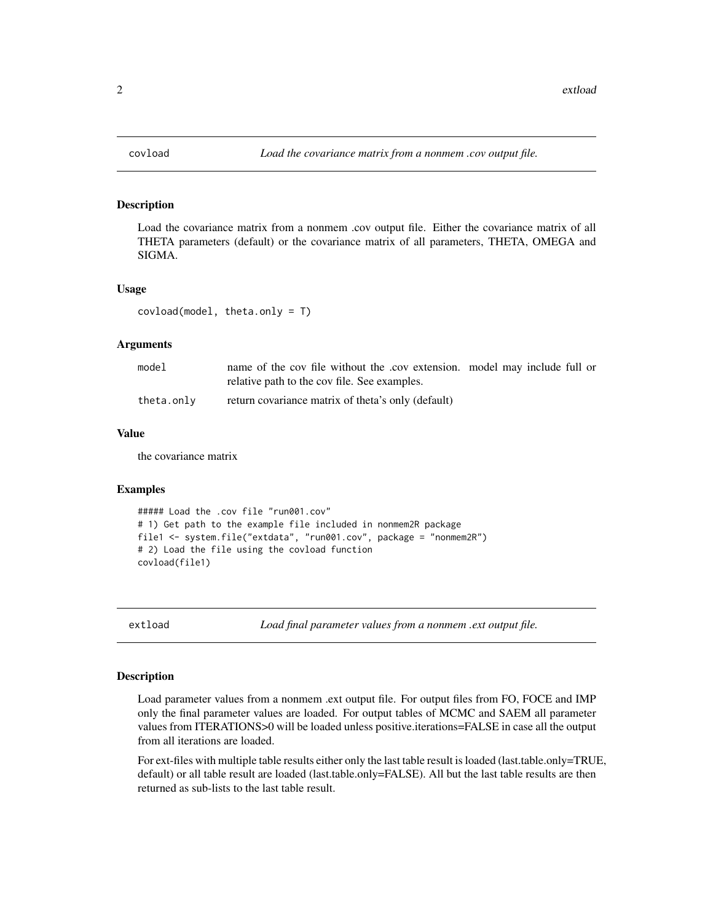## covload — *Load the covariance matrix from a nonmem .cov output file.*

### Description

Load the covariance matrix from a nonmem .cov output file. Either the covariance matrix of all THETA parameters (default) or the covariance matrix of all parameters, THETA, OMEGA and SIGMA.

### Usage

```
covload(model, theta.only = T)
```

### Arguments

| | |
|---|---|
| `model` | name of the cov file without the .cov extension. model may include full or relative path to the cov file. See examples. |
| `theta.only` | return covariance matrix of theta's only (default) |

### Value

the covariance matrix

### Examples

```
##### Load the .cov file "run001.cov"
# 1) Get path to the example file included in nonmem2R package
file1 <- system.file("extdata", "run001.cov", package = "nonmem2R")
# 2) Load the file using the covload function
covload(file1)
```

## extload — *Load final parameter values from a nonmem .ext output file.*

### Description

Load parameter values from a nonmem .ext output file. For output files from FO, FOCE and IMP only the final parameter values are loaded. For output tables of MCMC and SAEM all parameter values from ITERATIONS>0 will be loaded unless positive.iterations=FALSE in case all the output from all iterations are loaded.

For ext-files with multiple table results either only the last table result is loaded (last.table.only=TRUE, default) or all table result are loaded (last.table.only=FALSE). All but the last table results are then returned as sub-lists to the last table result.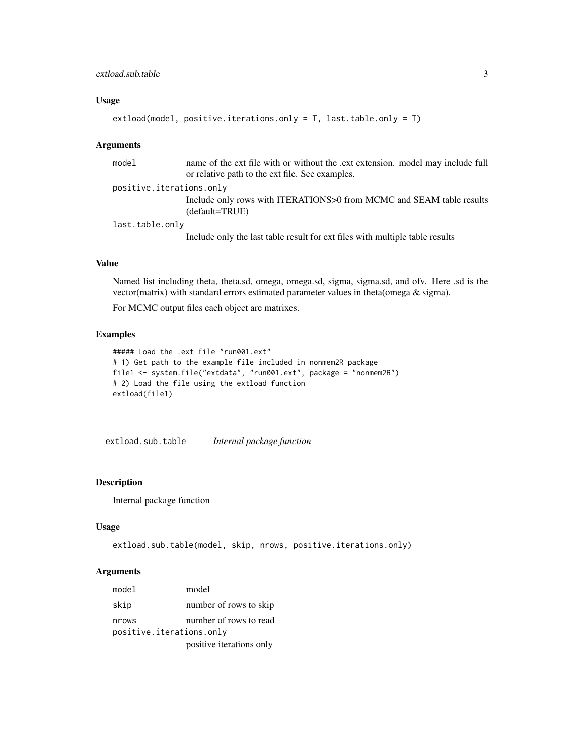### Usage

```
extload(model, positive.iterations.only = T, last.table.only = T)
```

### Arguments

| | |
|---|---|
| `model` | name of the ext file with or without the .ext extension. model may include full or relative path to the ext file. See examples. |
| `positive.iterations.only` | Include only rows with ITERATIONS>0 from MCMC and SEAM table results (default=TRUE) |
| `last.table.only` | Include only the last table result for ext files with multiple table results |

### Value

Named list including theta, theta.sd, omega, omega.sd, sigma, sigma.sd, and ofv. Here .sd is the vector(matrix) with standard errors estimated parameter values in theta(omega & sigma).

For MCMC output files each object are matrixes.

### Examples

```
##### Load the .ext file "run001.ext"
# 1) Get path to the example file included in nonmem2R package
file1 <- system.file("extdata", "run001.ext", package = "nonmem2R")
# 2) Load the file using the extload function
extload(file1)
```

## extload.sub.table — *Internal package function*

### Description

Internal package function

### Usage

```
extload.sub.table(model, skip, nrows, positive.iterations.only)
```

### Arguments

| | |
|---|---|
| `model` | model |
| `skip` | number of rows to skip |
| `nrows` | number of rows to read |
| `positive.iterations.only` | positive iterations only |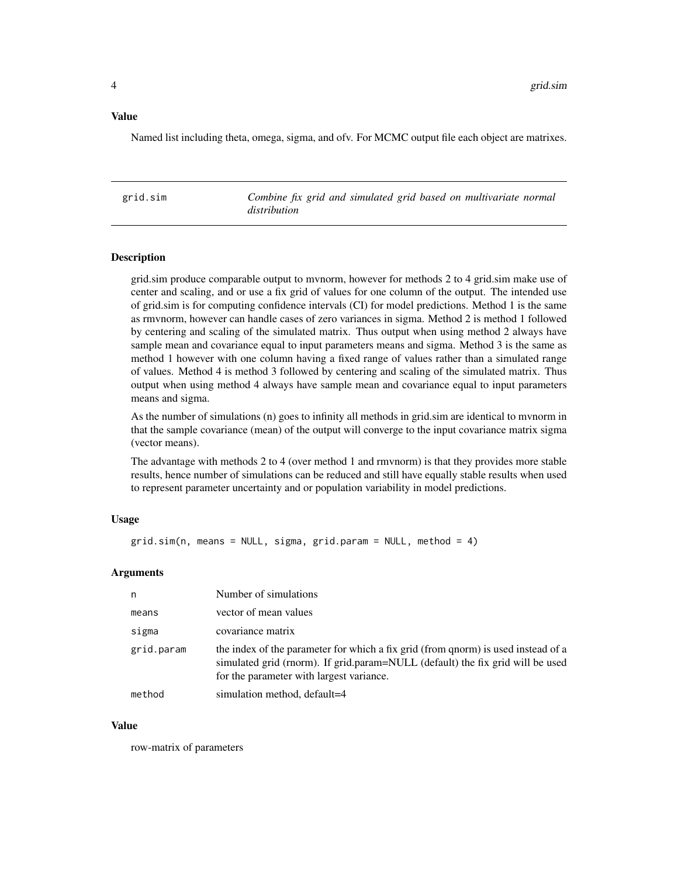### Value

Named list including theta, omega, sigma, and ofv. For MCMC output file each object are matrixes.

---

## grid.sim — *Combine fix grid and simulated grid based on multivariate normal distribution*

---

### Description

grid.sim produce comparable output to mvnorm, however for methods 2 to 4 grid.sim make use of center and scaling, and or use a fix grid of values for one column of the output. The intended use of grid.sim is for computing confidence intervals (CI) for model predictions. Method 1 is the same as rmvnorm, however can handle cases of zero variances in sigma. Method 2 is method 1 followed by centering and scaling of the simulated matrix. Thus output when using method 2 always have sample mean and covariance equal to input parameters means and sigma. Method 3 is the same as method 1 however with one column having a fixed range of values rather than a simulated range of values. Method 4 is method 3 followed by centering and scaling of the simulated matrix. Thus output when using method 4 always have sample mean and covariance equal to input parameters means and sigma.

As the number of simulations (n) goes to infinity all methods in grid.sim are identical to mvnorm in that the sample covariance (mean) of the output will converge to the input covariance matrix sigma (vector means).

The advantage with methods 2 to 4 (over method 1 and rmvnorm) is that they provides more stable results, hence number of simulations can be reduced and still have equally stable results when used to represent parameter uncertainty and or population variability in model predictions.

### Usage

```
grid.sim(n, means = NULL, sigma, grid.param = NULL, method = 4)
```

### Arguments

| | |
|---|---|
| `n` | Number of simulations |
| `means` | vector of mean values |
| `sigma` | covariance matrix |
| `grid.param` | the index of the parameter for which a fix grid (from qnorm) is used instead of a simulated grid (rnorm). If grid.param=NULL (default) the fix grid will be used for the parameter with largest variance. |
| `method` | simulation method, default=4 |

### Value

row-matrix of parameters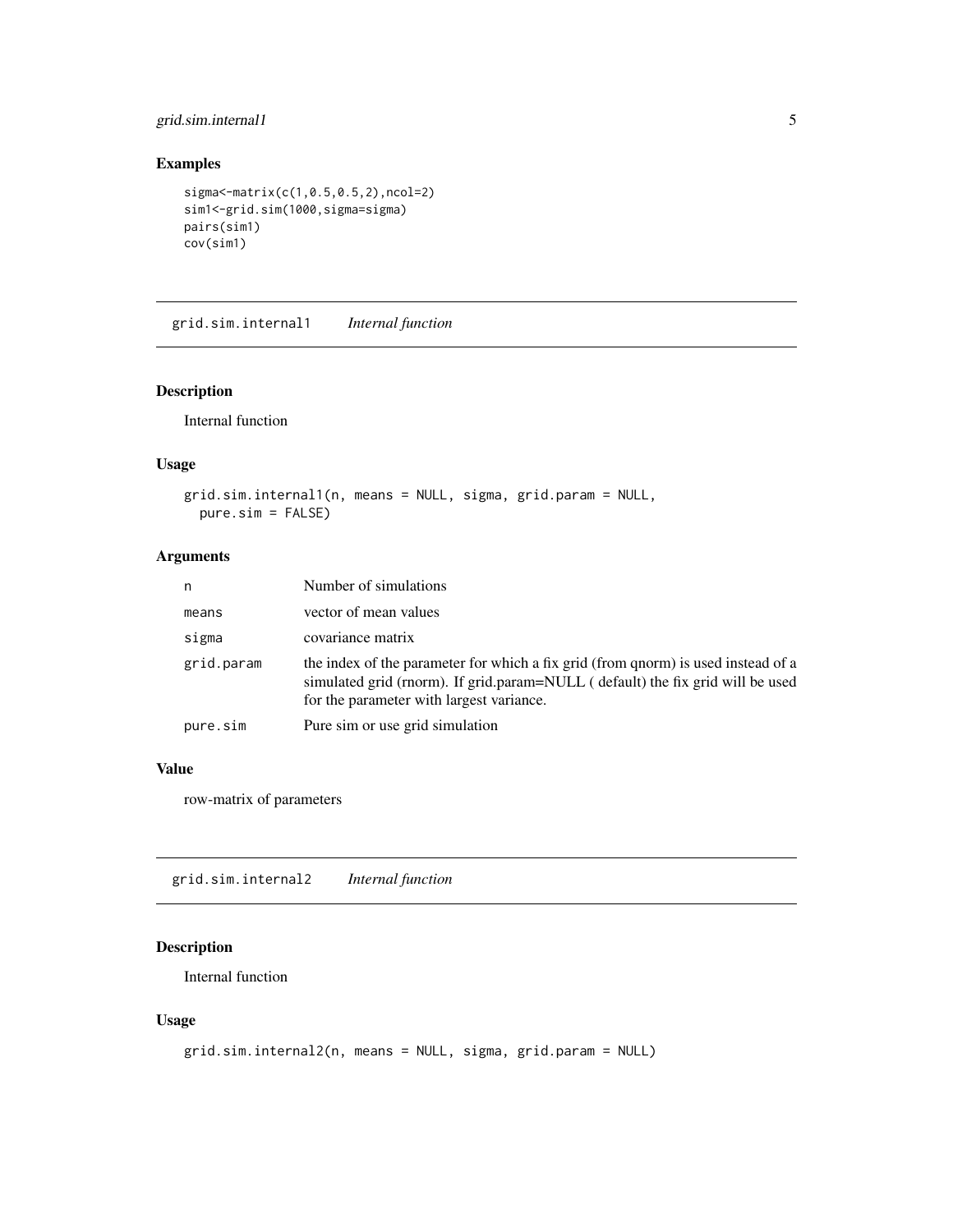## Examples

```
sigma<-matrix(c(1,0.5,0.5,2),ncol=2)
sim1<-grid.sim(1000,sigma=sigma)
pairs(sim1)
cov(sim1)
```

---

# grid.sim.internal1 *Internal function*

## Description

Internal function

## Usage

```
grid.sim.internal1(n, means = NULL, sigma, grid.param = NULL,
  pure.sim = FALSE)
```

## Arguments

| | |
|---|---|
| n | Number of simulations |
| means | vector of mean values |
| sigma | covariance matrix |
| grid.param | the index of the parameter for which a fix grid (from qnorm) is used instead of a simulated grid (rnorm). If grid.param=NULL ( default) the fix grid will be used for the parameter with largest variance. |
| pure.sim | Pure sim or use grid simulation |

## Value

row-matrix of parameters

---

# grid.sim.internal2 *Internal function*

## Description

Internal function

## Usage

```
grid.sim.internal2(n, means = NULL, sigma, grid.param = NULL)
```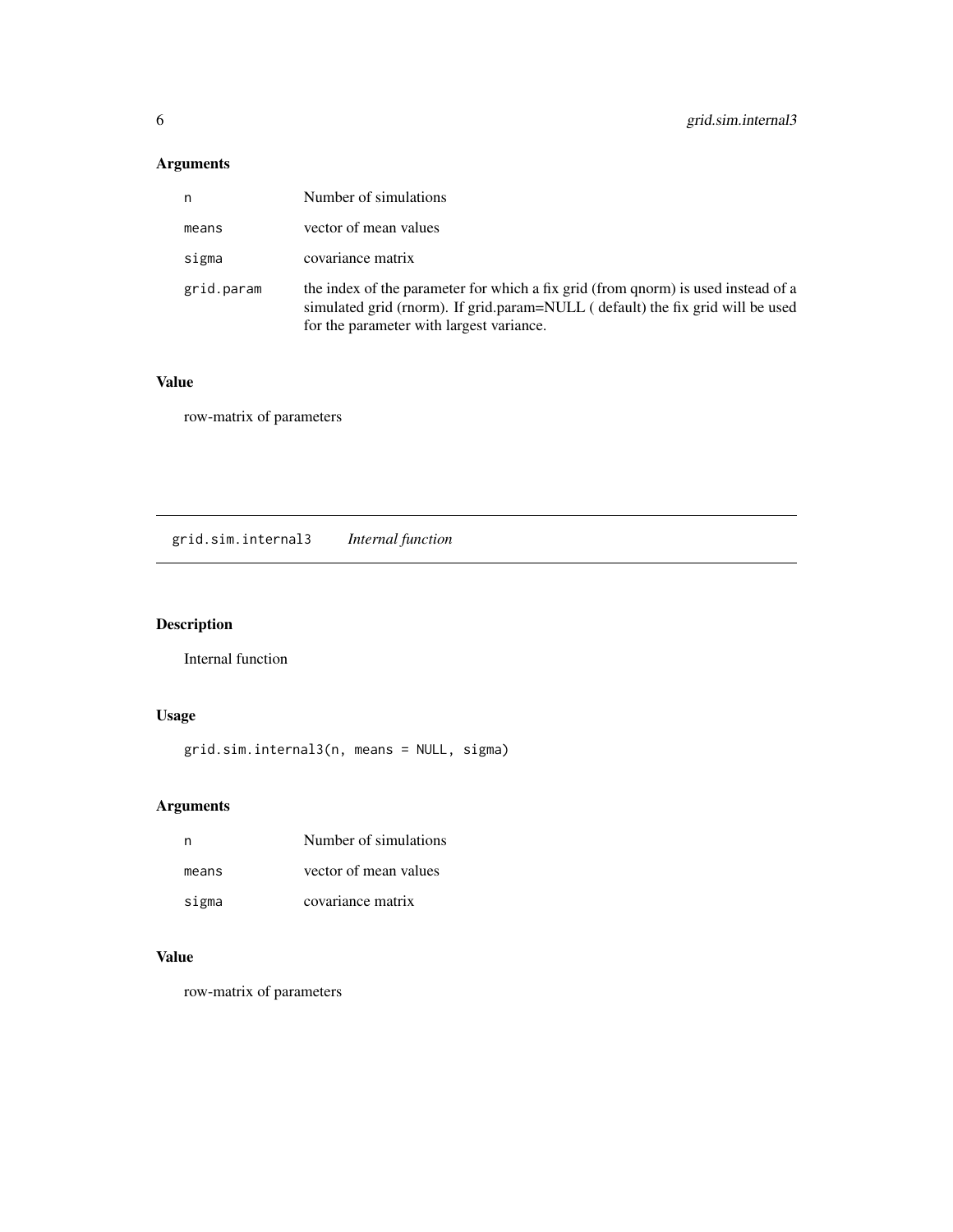## Arguments

| | |
|---|---|
| n | Number of simulations |
| means | vector of mean values |
| sigma | covariance matrix |
| grid.param | the index of the parameter for which a fix grid (from qnorm) is used instead of a simulated grid (rnorm). If grid.param=NULL ( default) the fix grid will be used for the parameter with largest variance. |

## Value

row-matrix of parameters

---

# grid.sim.internal3 *Internal function*

---

## Description

Internal function

## Usage

```
grid.sim.internal3(n, means = NULL, sigma)
```

## Arguments

| | |
|---|---|
| n | Number of simulations |
| means | vector of mean values |
| sigma | covariance matrix |

## Value

row-matrix of parameters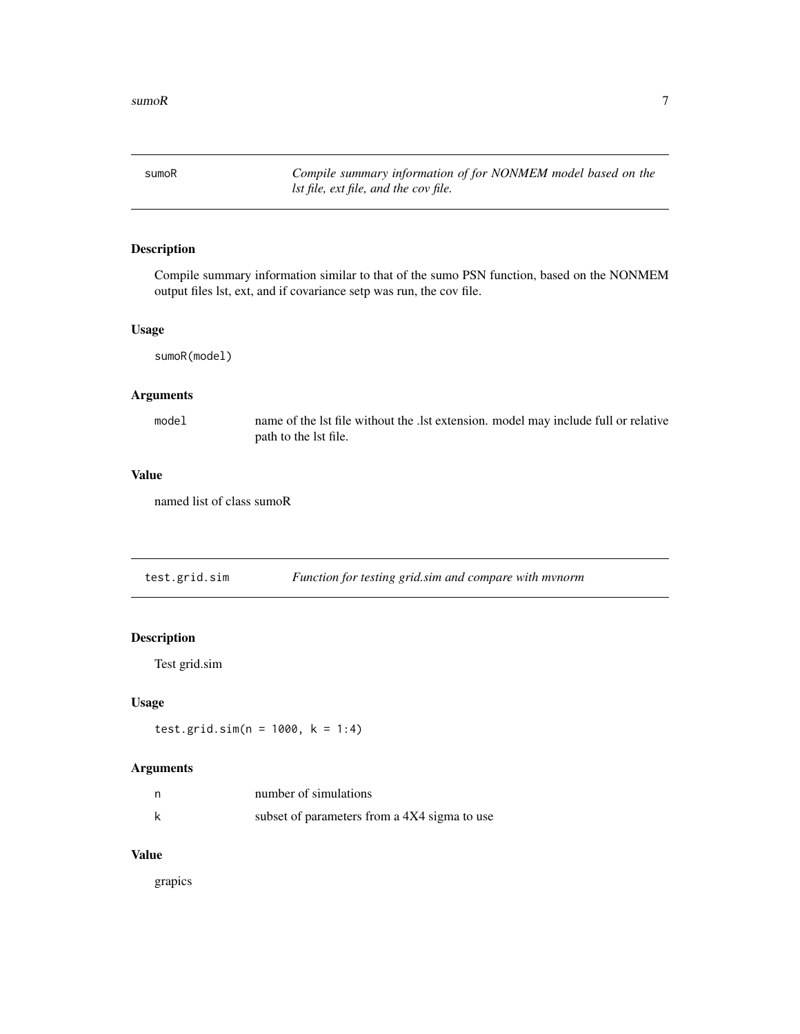## sumoR

*Compile summary information of for NONMEM model based on the lst file, ext file, and the cov file.*

### Description

Compile summary information similar to that of the sumo PSN function, based on the NONMEM output files lst, ext, and if covariance setp was run, the cov file.

### Usage

```
sumoR(model)
```

### Arguments

| | |
|---|---|
| `model` | name of the lst file without the .lst extension. model may include full or relative path to the lst file. |

### Value

named list of class sumoR

## test.grid.sim

*Function for testing grid.sim and compare with mvnorm*

### Description

Test grid.sim

### Usage

```
test.grid.sim(n = 1000, k = 1:4)
```

### Arguments

| | |
|---|---|
| `n` | number of simulations |
| `k` | subset of parameters from a 4X4 sigma to use |

### Value

grapics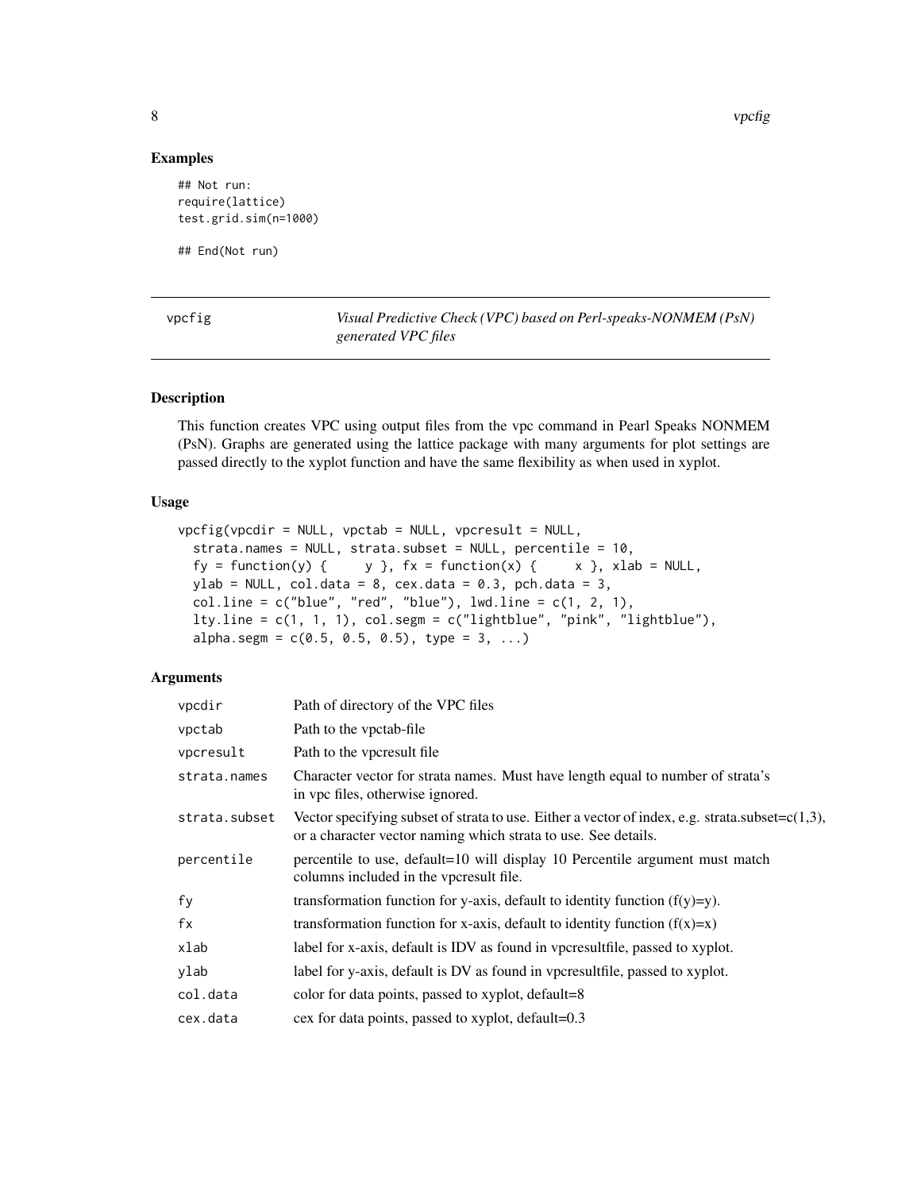## Examples

```
## Not run:
require(lattice)
test.grid.sim(n=1000)

## End(Not run)
```

---

vpcfig — *Visual Predictive Check (VPC) based on Perl-speaks-NONMEM (PsN) generated VPC files*

---

### Description

This function creates VPC using output files from the vpc command in Pearl Speaks NONMEM (PsN). Graphs are generated using the lattice package with many arguments for plot settings are passed directly to the xyplot function and have the same flexibility as when used in xyplot.

### Usage

```
vpcfig(vpcdir = NULL, vpctab = NULL, vpcresult = NULL,
  strata.names = NULL, strata.subset = NULL, percentile = 10,
  fy = function(y) {     y }, fx = function(x) {     x }, xlab = NULL,
  ylab = NULL, col.data = 8, cex.data = 0.3, pch.data = 3,
  col.line = c("blue", "red", "blue"), lwd.line = c(1, 2, 1),
  lty.line = c(1, 1, 1), col.segm = c("lightblue", "pink", "lightblue"),
  alpha.segm = c(0.5, 0.5, 0.5), type = 3, ...)
```

### Arguments

| | |
|---|---|
| `vpcdir` | Path of directory of the VPC files |
| `vpctab` | Path to the vpctab-file |
| `vpcresult` | Path to the vpcresult file |
| `strata.names` | Character vector for strata names. Must have length equal to number of strata's in vpc files, otherwise ignored. |
| `strata.subset` | Vector specifying subset of strata to use. Either a vector of index, e.g. strata.subset=c(1,3), or a character vector naming which strata to use. See details. |
| `percentile` | percentile to use, default=10 will display 10 Percentile argument must match columns included in the vpcresult file. |
| `fy` | transformation function for y-axis, default to identity function (f(y)=y). |
| `fx` | transformation function for x-axis, default to identity function (f(x)=x) |
| `xlab` | label for x-axis, default is IDV as found in vpcresultfile, passed to xyplot. |
| `ylab` | label for y-axis, default is DV as found in vpcresultfile, passed to xyplot. |
| `col.data` | color for data points, passed to xyplot, default=8 |
| `cex.data` | cex for data points, passed to xyplot, default=0.3 |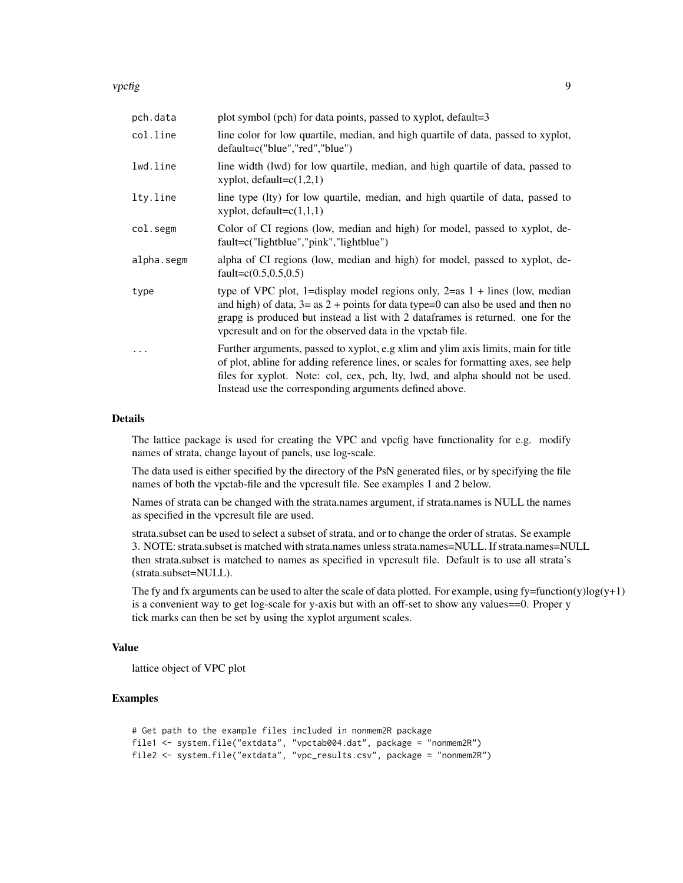| | |
|---|---|
| pch.data | plot symbol (pch) for data points, passed to xyplot, default=3 |
| col.line | line color for low quartile, median, and high quartile of data, passed to xyplot, default=c("blue","red","blue") |
| lwd.line | line width (lwd) for low quartile, median, and high quartile of data, passed to xyplot, default=c(1,2,1) |
| lty.line | line type (lty) for low quartile, median, and high quartile of data, passed to xyplot, default=c(1,1,1) |
| col.segm | Color of CI regions (low, median and high) for model, passed to xyplot, default=c("lightblue","pink","lightblue") |
| alpha.segm | alpha of CI regions (low, median and high) for model, passed to xyplot, default=c(0.5,0.5,0.5) |
| type | type of VPC plot, 1=display model regions only, 2=as 1 + lines (low, median and high) of data, 3= as 2 + points for data type=0 can also be used and then no grapg is produced but instead a list with 2 dataframes is returned. one for the vpcresult and on for the observed data in the vpctab file. |
| ... | Further arguments, passed to xyplot, e.g xlim and ylim axis limits, main for title of plot, abline for adding reference lines, or scales for formatting axes, see help files for xyplot. Note: col, cex, pch, lty, lwd, and alpha should not be used. Instead use the corresponding arguments defined above. |

## Details

The lattice package is used for creating the VPC and vpcfig have functionality for e.g. modify names of strata, change layout of panels, use log-scale.

The data used is either specified by the directory of the PsN generated files, or by specifying the file names of both the vpctab-file and the vpcresult file. See examples 1 and 2 below.

Names of strata can be changed with the strata.names argument, if strata.names is NULL the names as specified in the vpcresult file are used.

strata.subset can be used to select a subset of strata, and or to change the order of stratas. Se example 3. NOTE: strata.subset is matched with strata.names unless strata.names=NULL. If strata.names=NULL then strata.subset is matched to names as specified in vpcresult file. Default is to use all strata's (strata.subset=NULL).

The fy and fx arguments can be used to alter the scale of data plotted. For example, using fy=function(y)log(y+1) is a convenient way to get log-scale for y-axis but with an off-set to show any values==0. Proper y tick marks can then be set by using the xyplot argument scales.

## Value

lattice object of VPC plot

## Examples

```
# Get path to the example files included in nonmem2R package
file1 <- system.file("extdata", "vpctab004.dat", package = "nonmem2R")
file2 <- system.file("extdata", "vpc_results.csv", package = "nonmem2R")
```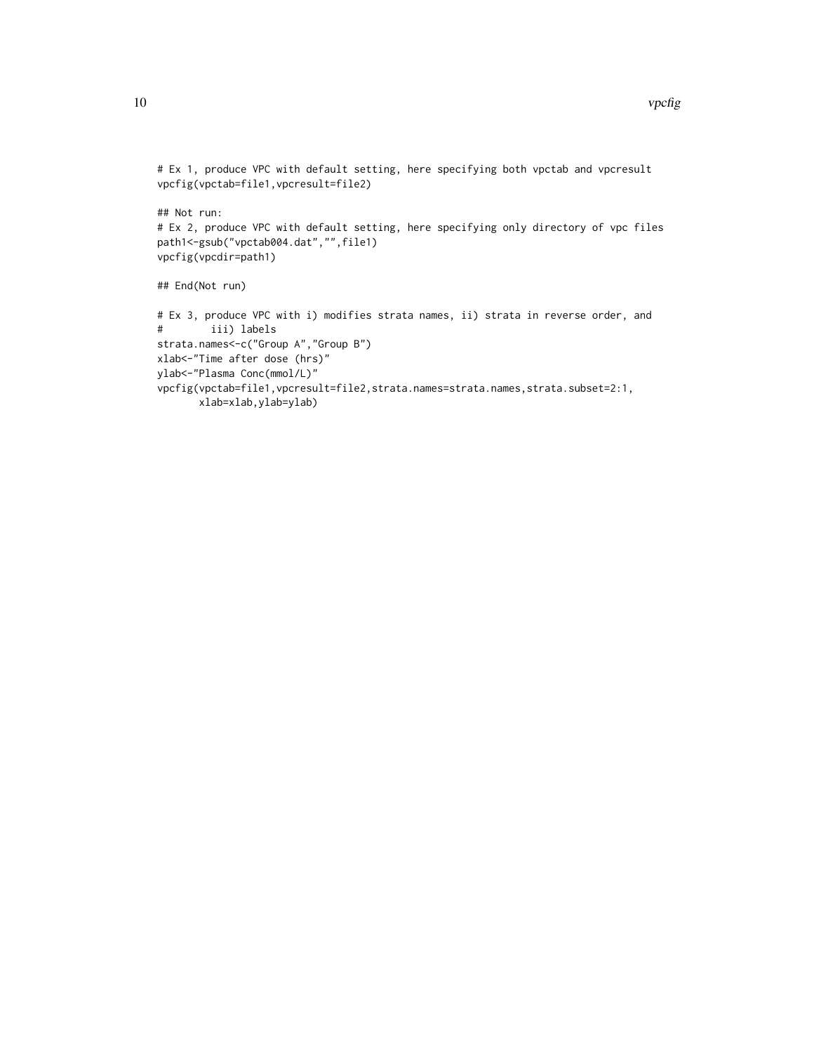```
# Ex 1, produce VPC with default setting, here specifying both vpctab and vpcresult
vpcfig(vpctab=file1,vpcresult=file2)

## Not run:
# Ex 2, produce VPC with default setting, here specifying only directory of vpc files
path1<-gsub("vpctab004.dat","",file1)
vpcfig(vpcdir=path1)

## End(Not run)

# Ex 3, produce VPC with i) modifies strata names, ii) strata in reverse order, and
#        iii) labels
strata.names<-c("Group A","Group B")
xlab<-"Time after dose (hrs)"
ylab<-"Plasma Conc(mmol/L)"
vpcfig(vpctab=file1,vpcresult=file2,strata.names=strata.names,strata.subset=2:1,
       xlab=xlab,ylab=ylab)
```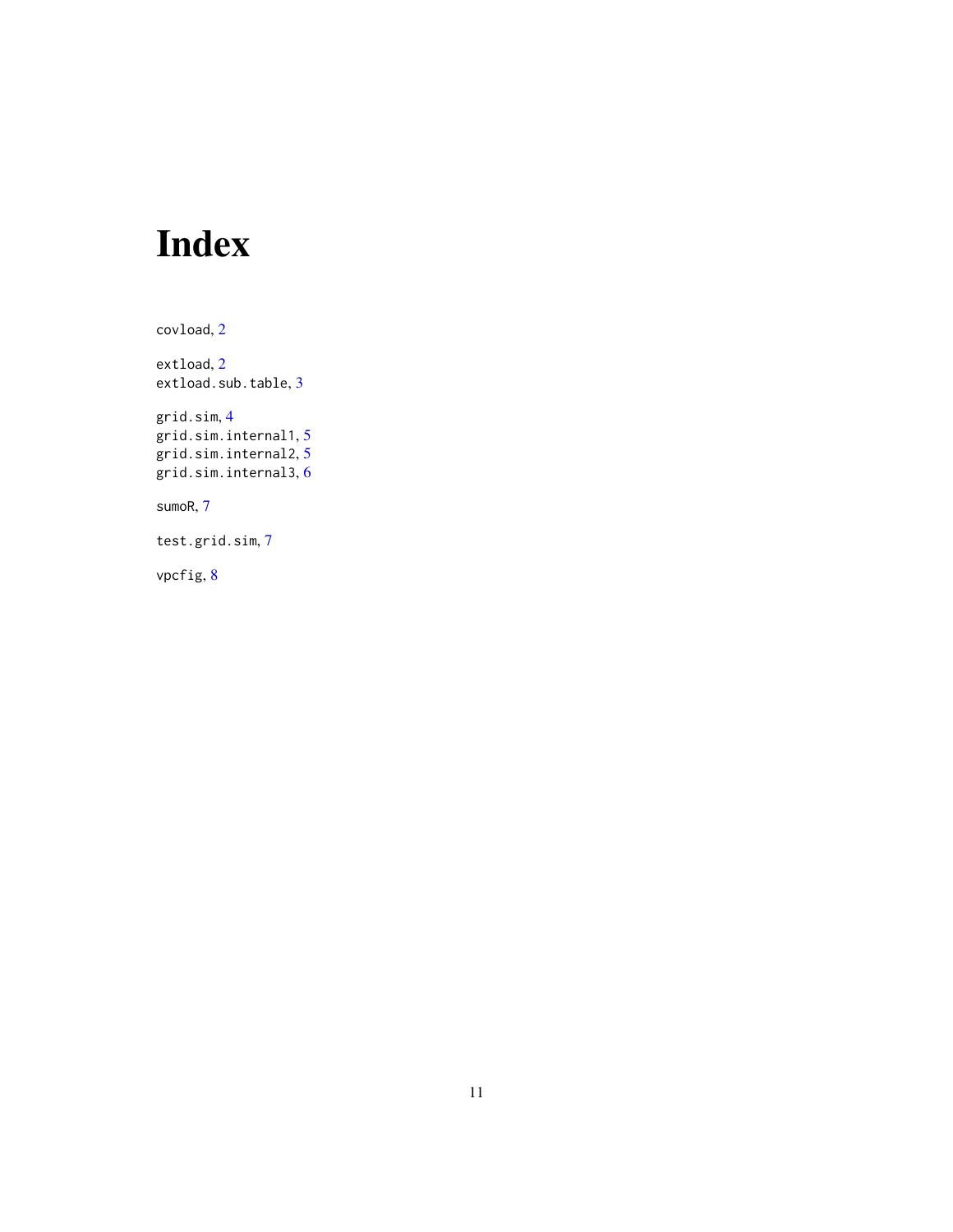# Index

covload, 2

extload, 2
extload.sub.table, 3

grid.sim, 4
grid.sim.internal1, 5
grid.sim.internal2, 5
grid.sim.internal3, 6

sumoR, 7

test.grid.sim, 7

vpcfig, 8